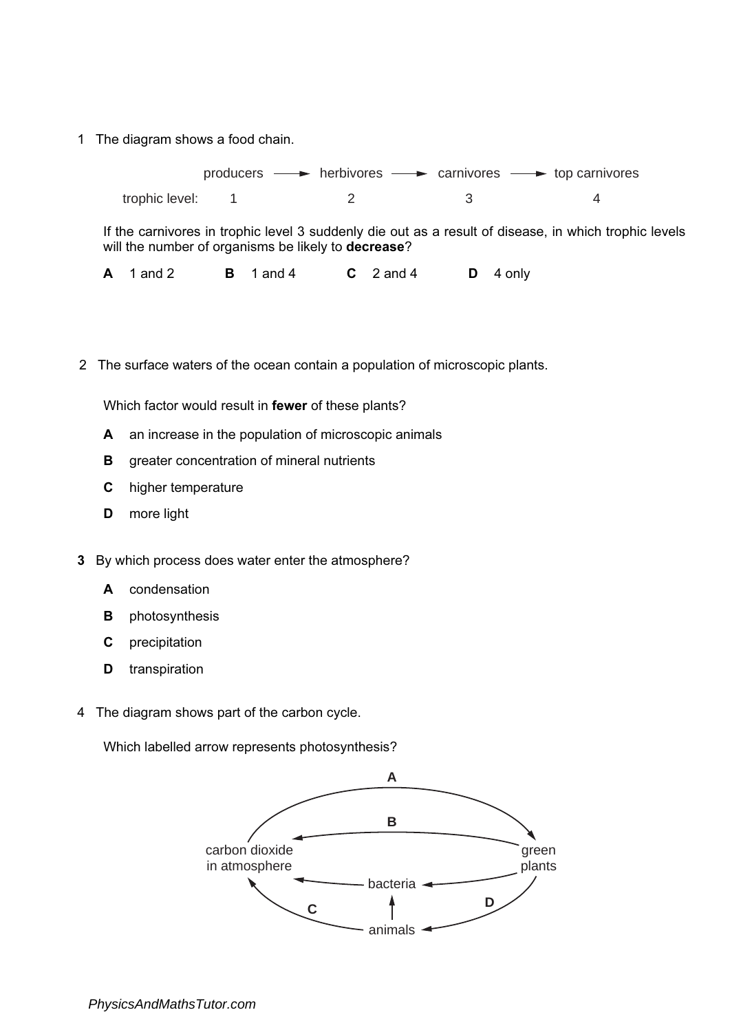1 The diagram shows a food chain.

| | producers | → | herbivores | → | carnivores | → | top carnivores |
|---|---|---|---|---|---|---|---|
| trophic level: | 1 | | 2 | | 3 | | 4 |

If the carnivores in trophic level 3 suddenly die out as a result of disease, in which trophic levels will the number of organisms be likely to **decrease**?

**A** 1 and 2 **B** 1 and 4 **C** 2 and 4 **D** 4 only

2 The surface waters of the ocean contain a population of microscopic plants.

Which factor would result in **fewer** of these plants?

**A** an increase in the population of microscopic animals

**B** greater concentration of mineral nutrients

**C** higher temperature

**D** more light

**3** By which process does water enter the atmosphere?

**A** condensation

**B** photosynthesis

**C** precipitation

**D** transpiration

4 The diagram shows part of the carbon cycle.

Which labelled arrow represents photosynthesis?

- **A**: carbon dioxide in atmosphere → green plants (upper arc)
- **B**: green plants → carbon dioxide in atmosphere
- green plants → bacteria
- bacteria → carbon dioxide in atmosphere
- animals → bacteria
- **C**: animals → carbon dioxide in atmosphere
- **D**: green plants → animals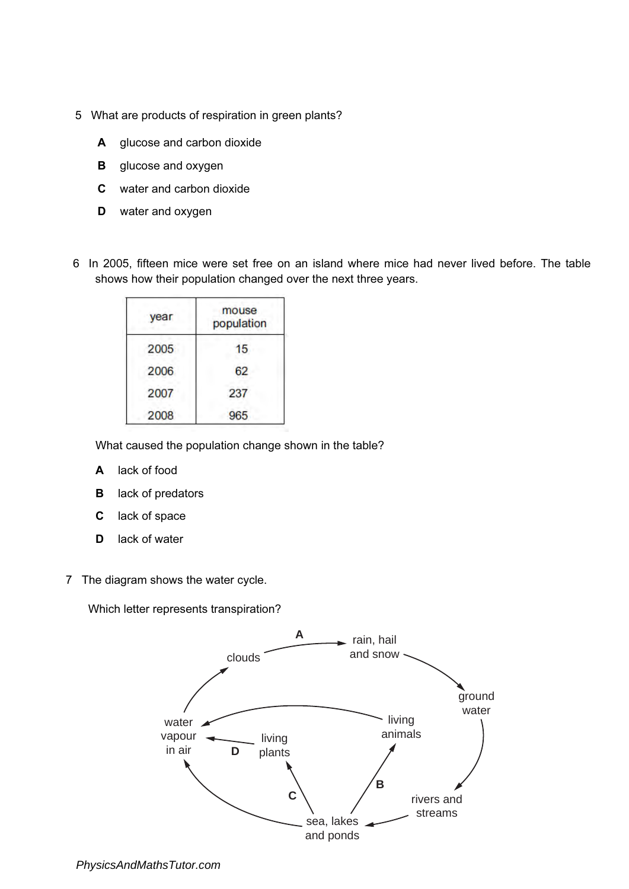5 What are products of respiration in green plants?

**A** glucose and carbon dioxide

**B** glucose and oxygen

**C** water and carbon dioxide

**D** water and oxygen

6 In 2005, fifteen mice were set free on an island where mice had never lived before. The table shows how their population changed over the next three years.

| year | mouse population |
|---|---|
| 2005 | 15 |
| 2006 | 62 |
| 2007 | 237 |
| 2008 | 965 |

What caused the population change shown in the table?

**A** lack of food

**B** lack of predators

**C** lack of space

**D** lack of water

7 The diagram shows the water cycle.

Which letter represents transpiration?

clouds —A→ rain, hail and snow → ground water → rivers and streams → sea, lakes and ponds

sea, lakes and ponds —B→ living animals → water vapour in air

sea, lakes and ponds —C→ living plants —D→ water vapour in air

sea, lakes and ponds → water vapour in air → clouds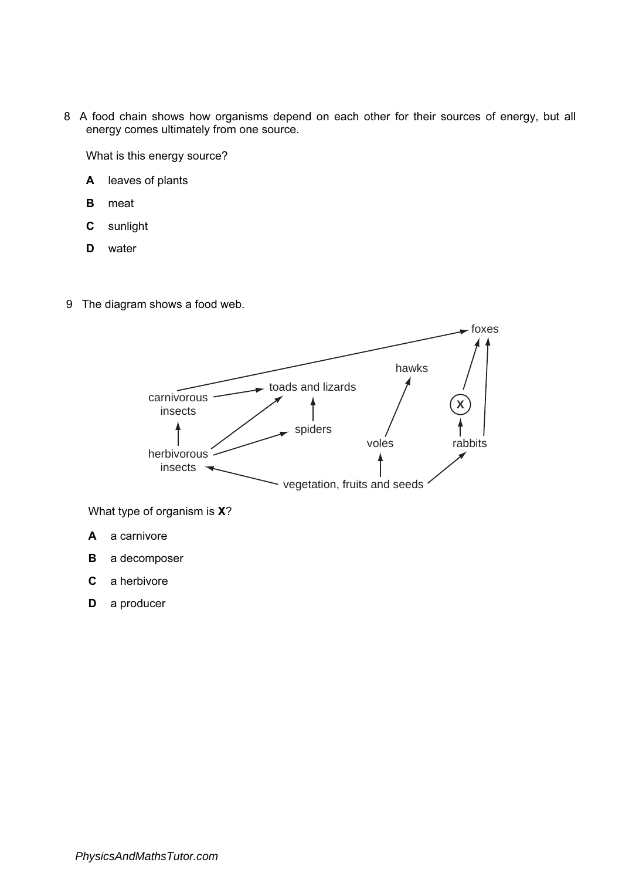8 A food chain shows how organisms depend on each other for their sources of energy, but all energy comes ultimately from one source.

What is this energy source?

**A** leaves of plants

**B** meat

**C** sunlight

**D** water

9 The diagram shows a food web.

What type of organism is **X**?

**A** a carnivore

**B** a decomposer

**C** a herbivore

**D** a producer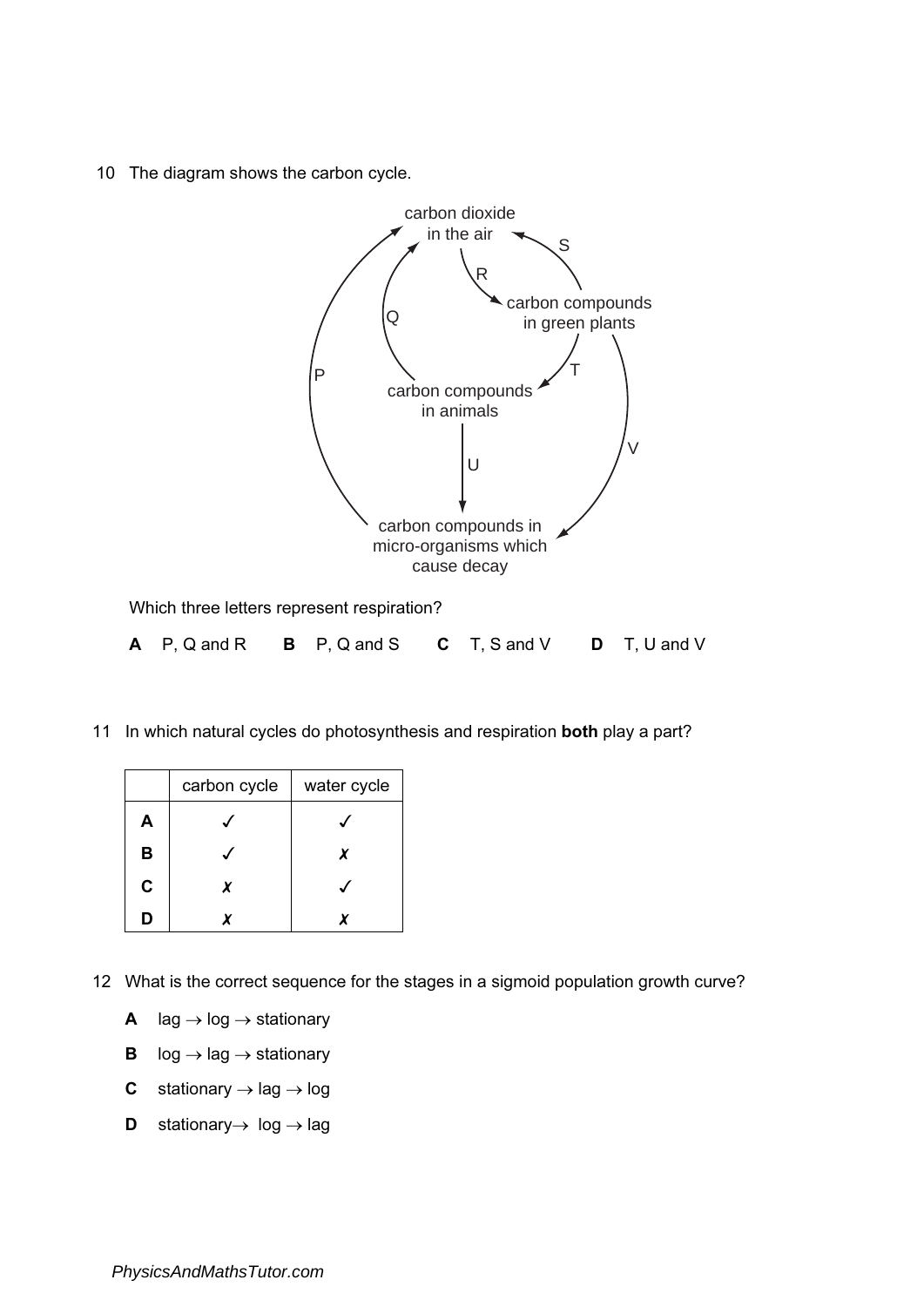10 The diagram shows the carbon cycle.

Which three letters represent respiration?

**A** P, Q and R **B** P, Q and S **C** T, S and V **D** T, U and V

11 In which natural cycles do photosynthesis and respiration **both** play a part?

| | carbon cycle | water cycle |
|---|---|---|
| **A** | ✓ | ✓ |
| **B** | ✓ | ✗ |
| **C** | ✗ | ✓ |
| **D** | ✗ | ✗ |

12 What is the correct sequence for the stages in a sigmoid population growth curve?

**A** lag → log → stationary

**B** log → lag → stationary

**C** stationary → lag → log

**D** stationary → log → lag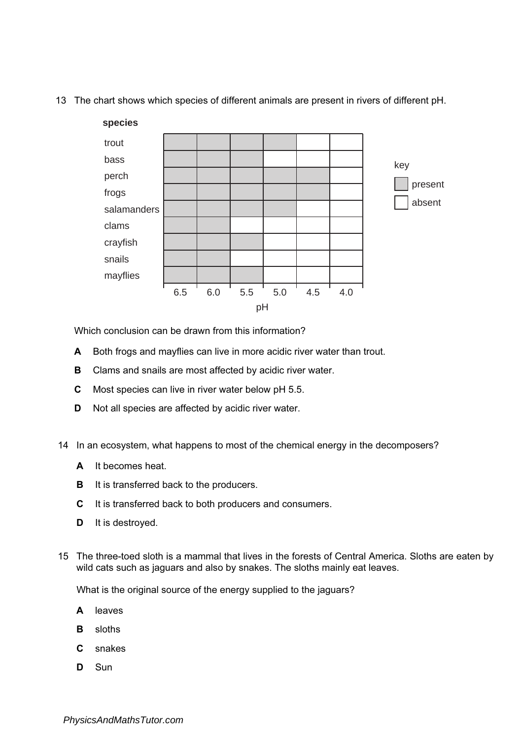13 The chart shows which species of different animals are present in rivers of different pH.

| species | pH 6.5 | pH 6.0 | pH 5.5 | pH 5.0 | pH 4.5 | pH 4.0 |
|---|---|---|---|---|---|---|
| trout | present | present | present | present | absent | absent |
| bass | present | present | present | absent | absent | absent |
| perch | present | present | present | present | present | absent |
| frogs | present | present | present | present | present | absent |
| salamanders | present | present | present | present | absent | absent |
| clams | present | present | absent | absent | absent | absent |
| crayfish | present | present | present | absent | absent | absent |
| snails | present | present | absent | absent | absent | absent |
| mayflies | present | present | present | absent | absent | absent |

key: shaded = present; unshaded = absent

Which conclusion can be drawn from this information?

**A** Both frogs and mayflies can live in more acidic river water than trout.

**B** Clams and snails are most affected by acidic river water.

**C** Most species can live in river water below pH 5.5.

**D** Not all species are affected by acidic river water.

14 In an ecosystem, what happens to most of the chemical energy in the decomposers?

**A** It becomes heat.

**B** It is transferred back to the producers.

**C** It is transferred back to both producers and consumers.

**D** It is destroyed.

15 The three-toed sloth is a mammal that lives in the forests of Central America. Sloths are eaten by wild cats such as jaguars and also by snakes. The sloths mainly eat leaves.

What is the original source of the energy supplied to the jaguars?

**A** leaves

**B** sloths

**C** snakes

**D** Sun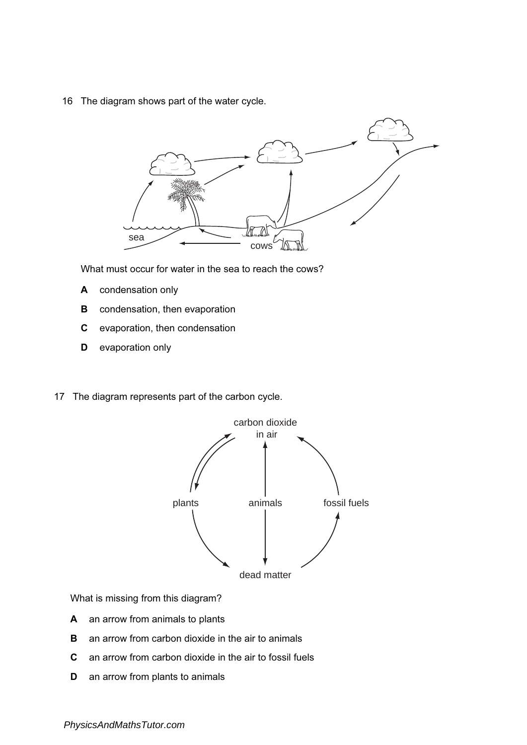16 The diagram shows part of the water cycle.

What must occur for water in the sea to reach the cows?

**A** condensation only

**B** condensation, then evaporation

**C** evaporation, then condensation

**D** evaporation only

17 The diagram represents part of the carbon cycle.

What is missing from this diagram?

**A** an arrow from animals to plants

**B** an arrow from carbon dioxide in the air to animals

**C** an arrow from carbon dioxide in the air to fossil fuels

**D** an arrow from plants to animals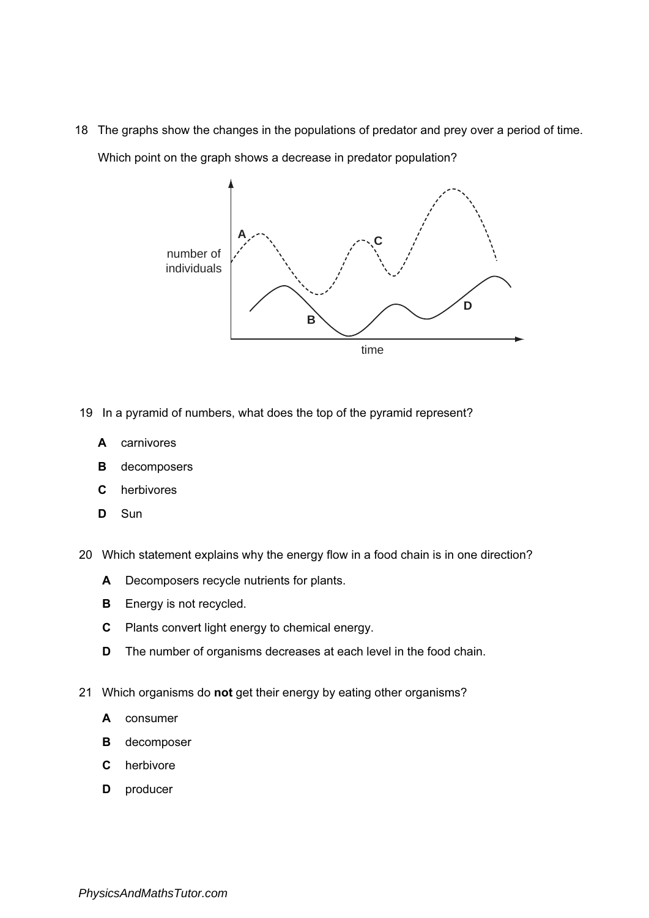18 The graphs show the changes in the populations of predator and prey over a period of time.

Which point on the graph shows a decrease in predator population?

19 In a pyramid of numbers, what does the top of the pyramid represent?

**A** carnivores

**B** decomposers

**C** herbivores

**D** Sun

20 Which statement explains why the energy flow in a food chain is in one direction?

**A** Decomposers recycle nutrients for plants.

**B** Energy is not recycled.

**C** Plants convert light energy to chemical energy.

**D** The number of organisms decreases at each level in the food chain.

21 Which organisms do **not** get their energy by eating other organisms?

**A** consumer

**B** decomposer

**C** herbivore

**D** producer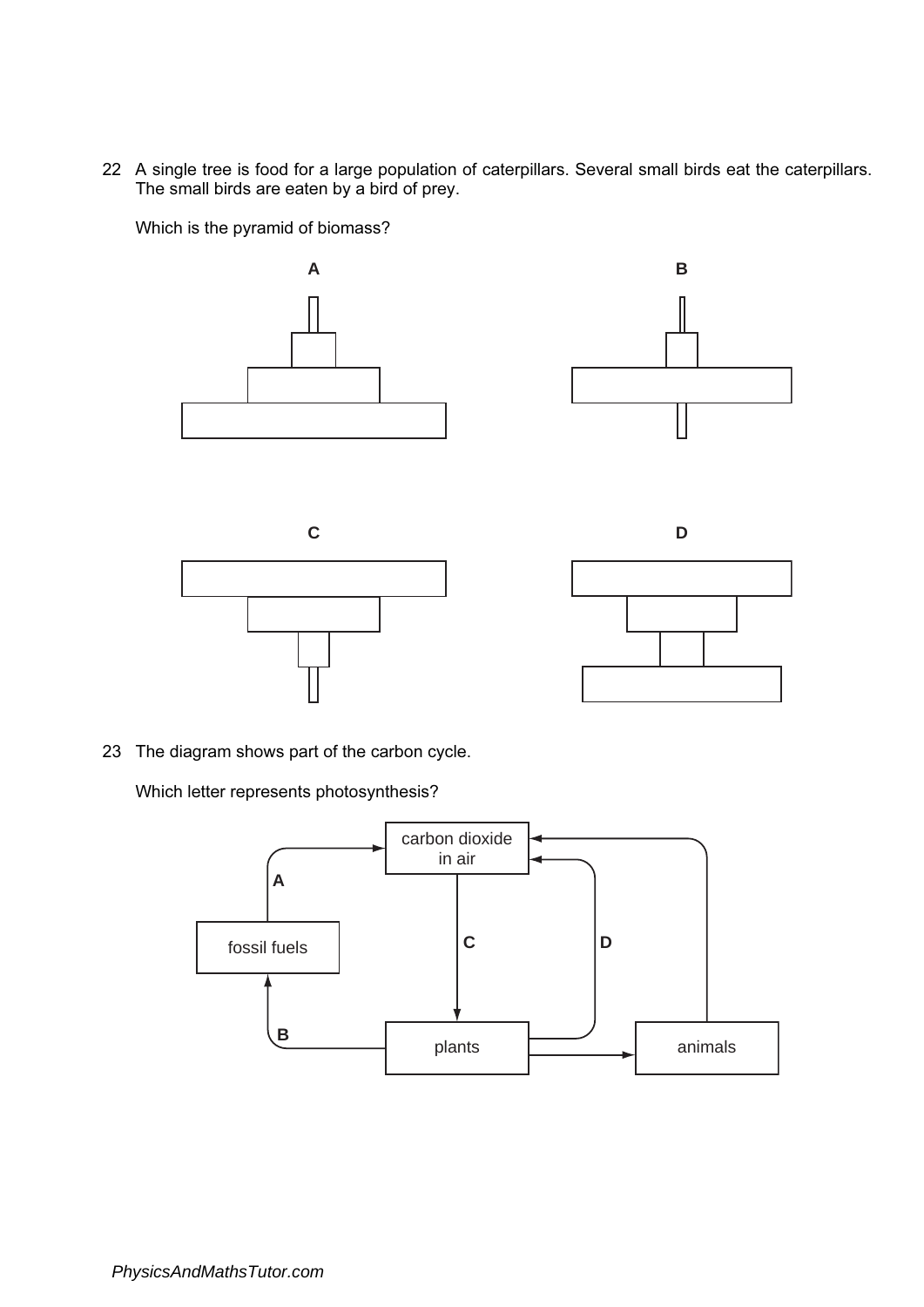22 A single tree is food for a large population of caterpillars. Several small birds eat the caterpillars. The small birds are eaten by a bird of prey.

Which is the pyramid of biomass?

**A**

**B**

**C**

**D**

23 The diagram shows part of the carbon cycle.

Which letter represents photosynthesis?

carbon dioxide in air

fossil fuels

plants

animals

**A**

**B**

**C**

**D**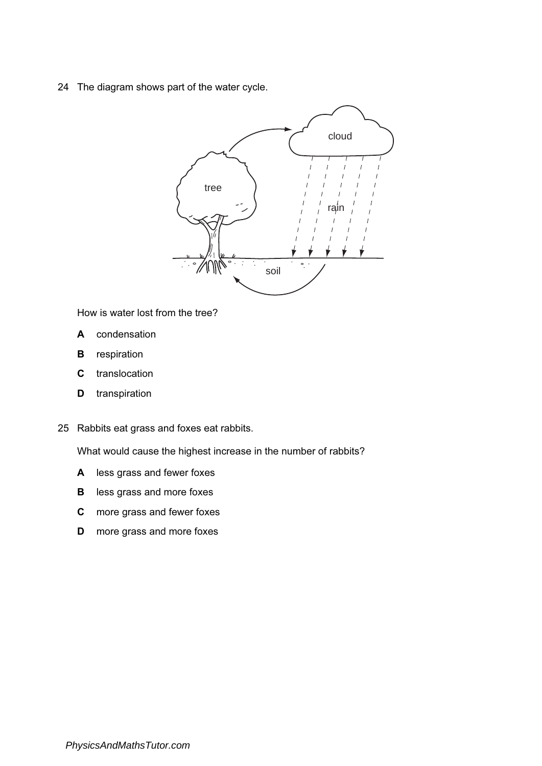24 The diagram shows part of the water cycle.

How is water lost from the tree?

**A** condensation

**B** respiration

**C** translocation

**D** transpiration

25 Rabbits eat grass and foxes eat rabbits.

What would cause the highest increase in the number of rabbits?

**A** less grass and fewer foxes

**B** less grass and more foxes

**C** more grass and fewer foxes

**D** more grass and more foxes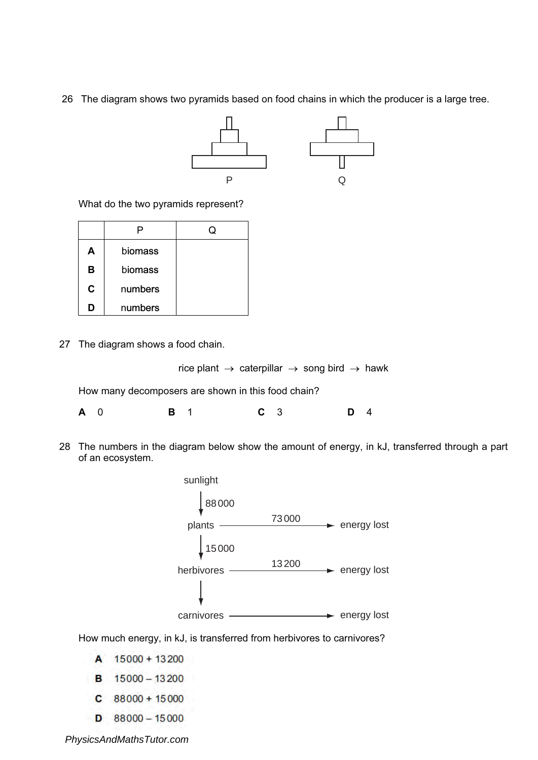26 The diagram shows two pyramids based on food chains in which the producer is a large tree.

P Q

What do the two pyramids represent?

| | P | Q |
|---|---|---|
| **A** | biomass | |
| **B** | biomass | |
| **C** | numbers | |
| **D** | numbers | |

27 The diagram shows a food chain.

rice plant → caterpillar → song bird → hawk

How many decomposers are shown in this food chain?

**A** 0 **B** 1 **C** 3 **D** 4

28 The numbers in the diagram below show the amount of energy, in kJ, transferred through a part of an ecosystem.

sunlight
↓ 88 000
plants → 73 000 → energy lost
↓ 15 000
herbivores → 13 200 → energy lost
↓
carnivores → energy lost

How much energy, in kJ, is transferred from herbivores to carnivores?

**A** 15 000 + 13 200

**B** 15 000 – 13 200

**C** 88 000 + 15 000

**D** 88 000 – 15 000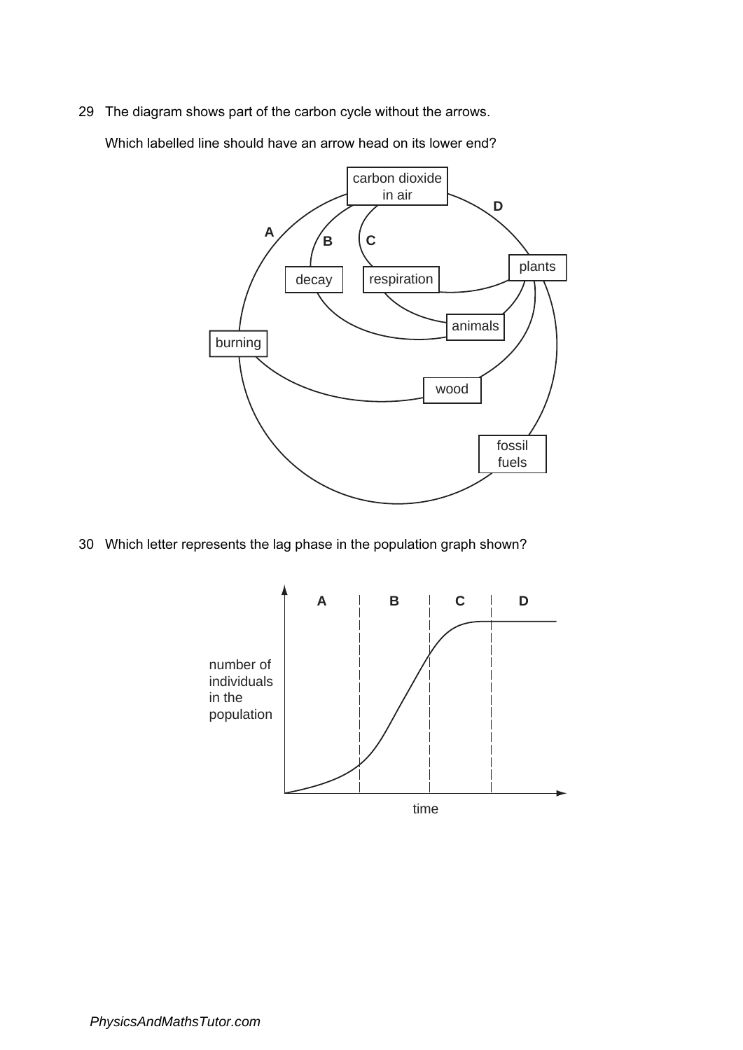29 The diagram shows part of the carbon cycle without the arrows.

Which labelled line should have an arrow head on its lower end?

30 Which letter represents the lag phase in the population graph shown?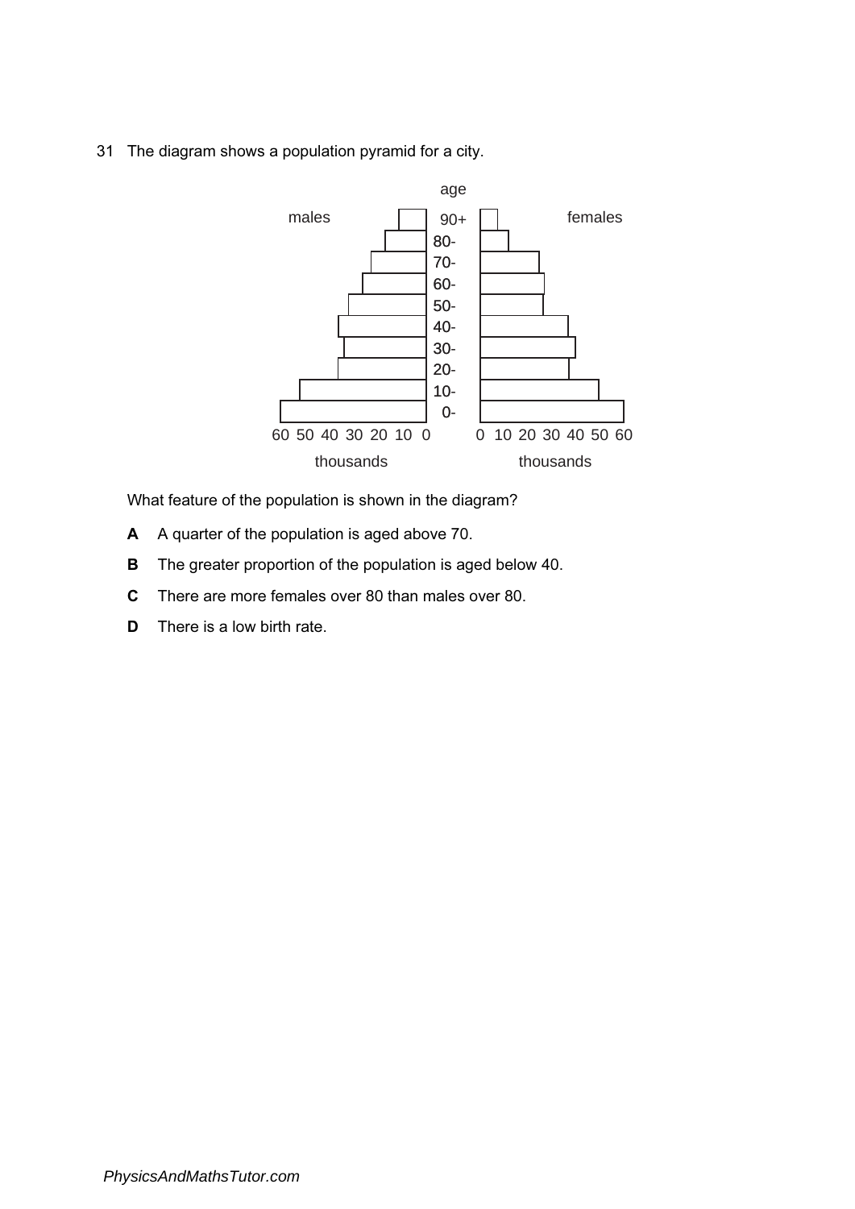31 The diagram shows a population pyramid for a city.

What feature of the population is shown in the diagram?

**A** A quarter of the population is aged above 70.

**B** The greater proportion of the population is aged below 40.

**C** There are more females over 80 than males over 80.

**D** There is a low birth rate.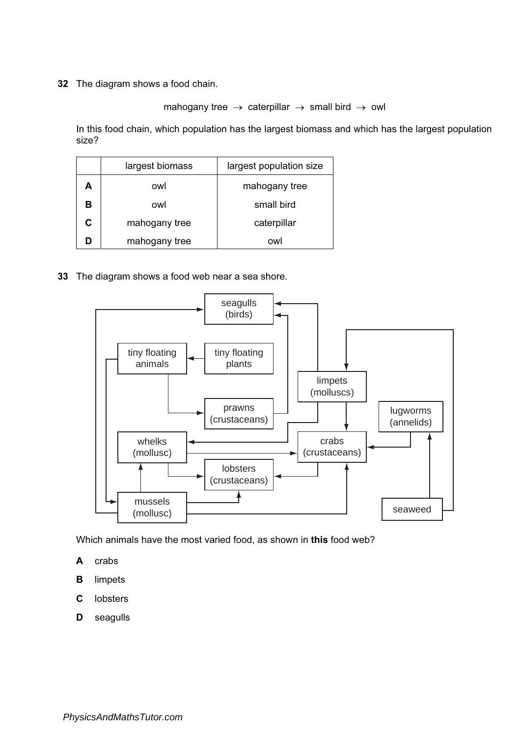**32** The diagram shows a food chain.

mahogany tree → caterpillar → small bird → owl

In this food chain, which population has the largest biomass and which has the largest population size?

| | largest biomass | largest population size |
|---|---|---|
| **A** | owl | mahogany tree |
| **B** | owl | small bird |
| **C** | mahogany tree | caterpillar |
| **D** | mahogany tree | owl |

**33** The diagram shows a food web near a sea shore.

Which animals have the most varied food, as shown in **this** food web?

**A** crabs

**B** limpets

**C** lobsters

**D** seagulls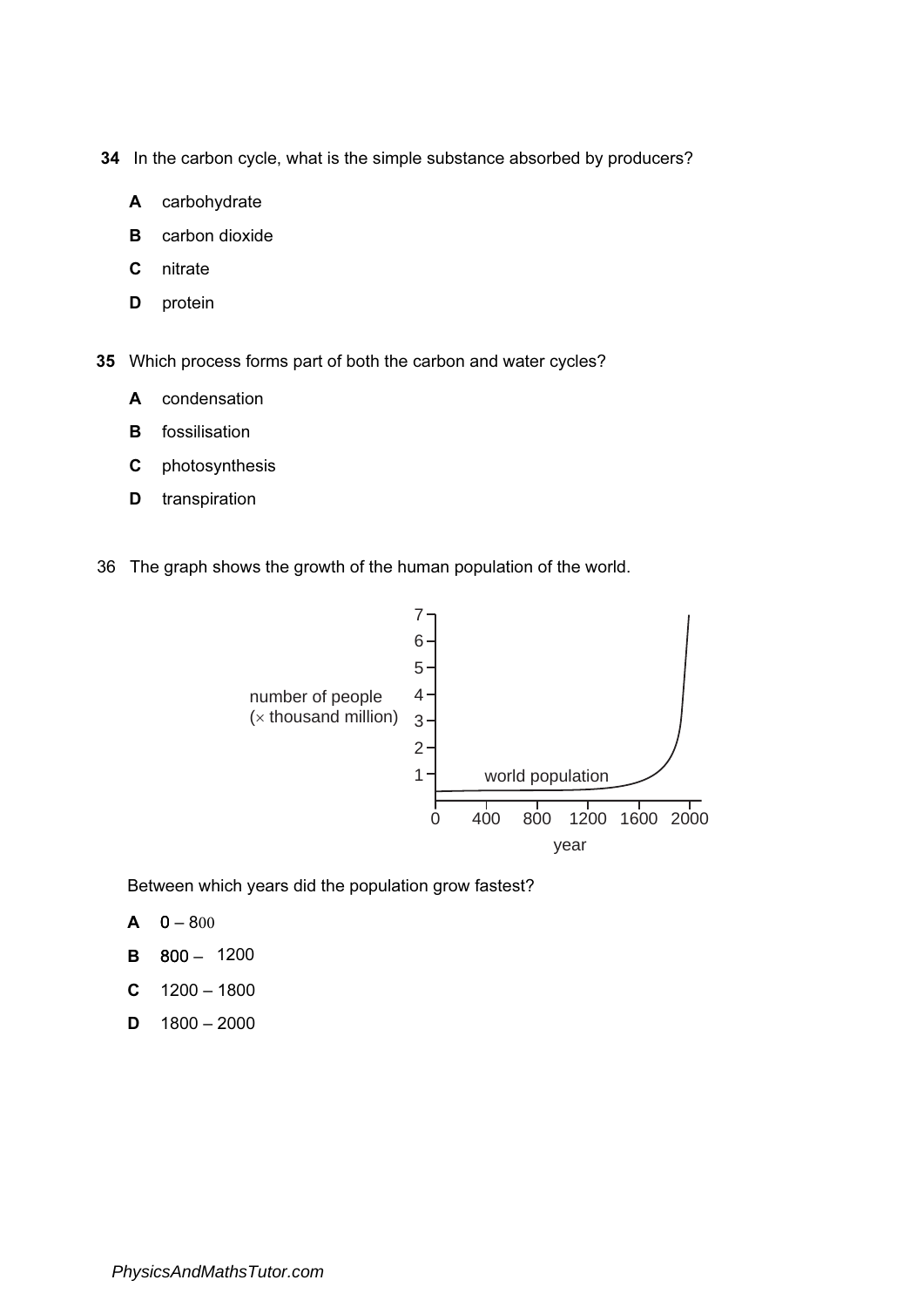**34** In the carbon cycle, what is the simple substance absorbed by producers?

**A** carbohydrate

**B** carbon dioxide

**C** nitrate

**D** protein

**35** Which process forms part of both the carbon and water cycles?

**A** condensation

**B** fossilisation

**C** photosynthesis

**D** transpiration

36 The graph shows the growth of the human population of the world.

Between which years did the population grow fastest?

**A** 0 – 800

**B** 800 – 1200

**C** 1200 – 1800

**D** 1800 – 2000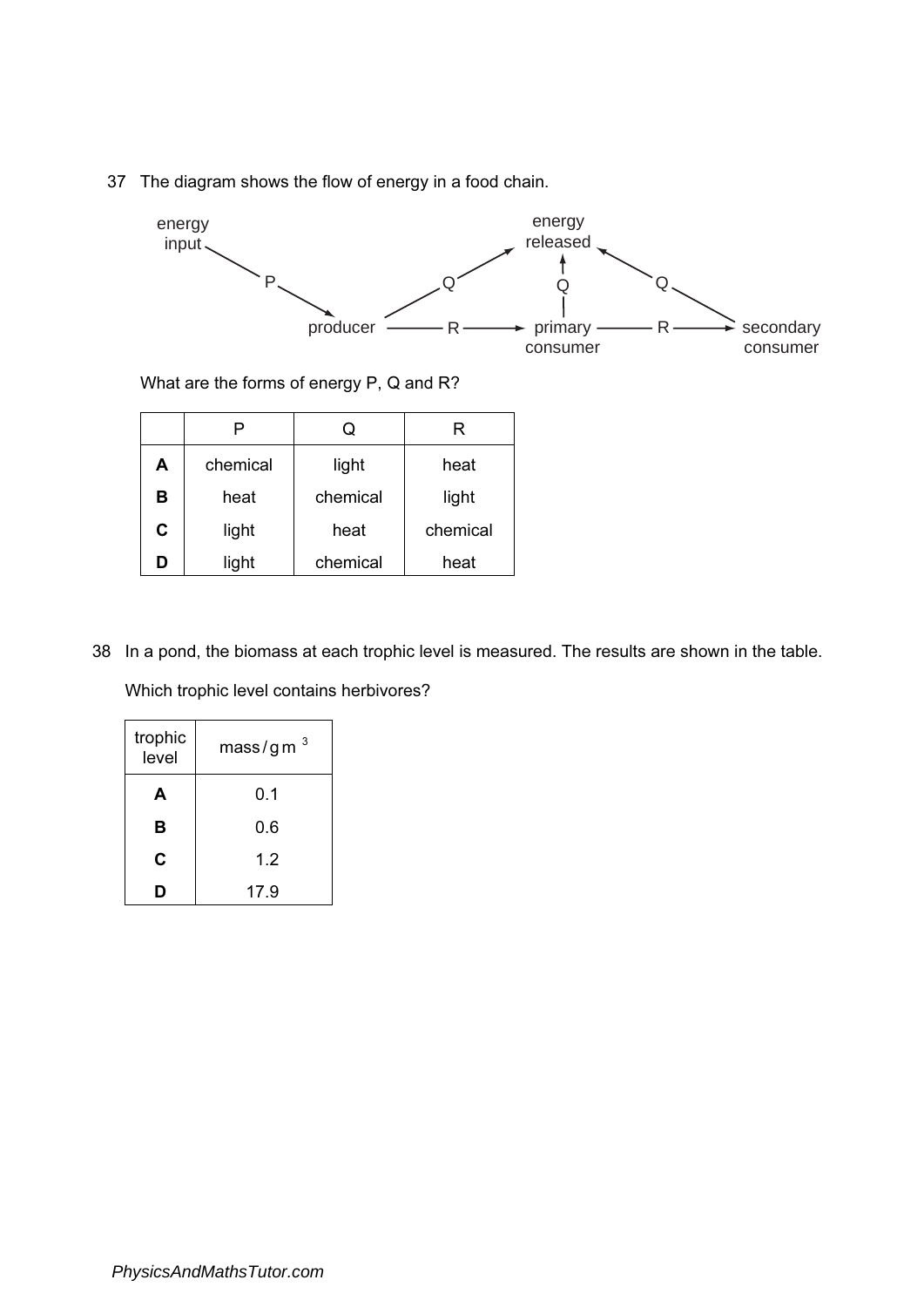37 The diagram shows the flow of energy in a food chain.

What are the forms of energy P, Q and R?

| | P | Q | R |
|---|---|---|---|
| **A** | chemical | light | heat |
| **B** | heat | chemical | light |
| **C** | light | heat | chemical |
| **D** | light | chemical | heat |

38 In a pond, the biomass at each trophic level is measured. The results are shown in the table.

Which trophic level contains herbivores?

| trophic level | mass / g m $^{3}$ |
|---|---|
| **A** | 0.1 |
| **B** | 0.6 |
| **C** | 1.2 |
| **D** | 17.9 |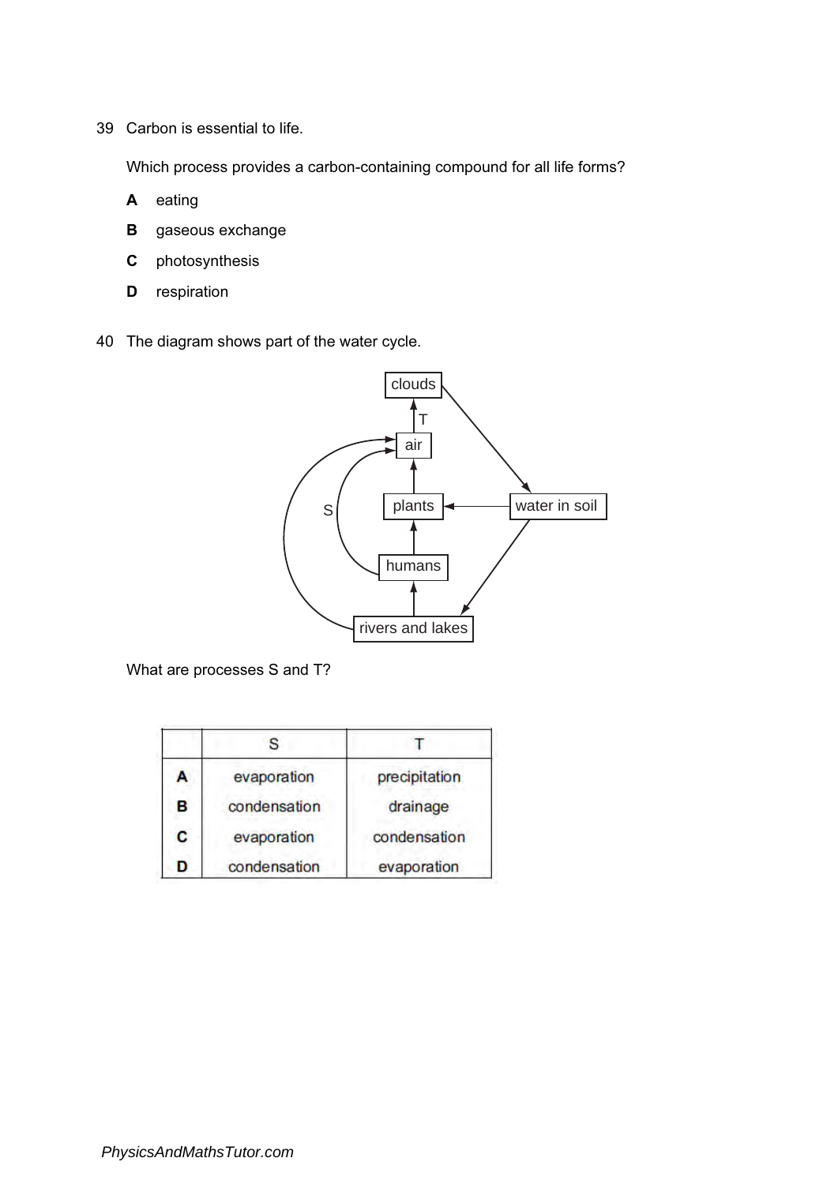39 Carbon is essential to life.

Which process provides a carbon-containing compound for all life forms?

**A** eating

**B** gaseous exchange

**C** photosynthesis

**D** respiration

40 The diagram shows part of the water cycle.

What are processes S and T?

| | S | T |
|---|---|---|
| **A** | evaporation | precipitation |
| **B** | condensation | drainage |
| **C** | evaporation | condensation |
| **D** | condensation | evaporation |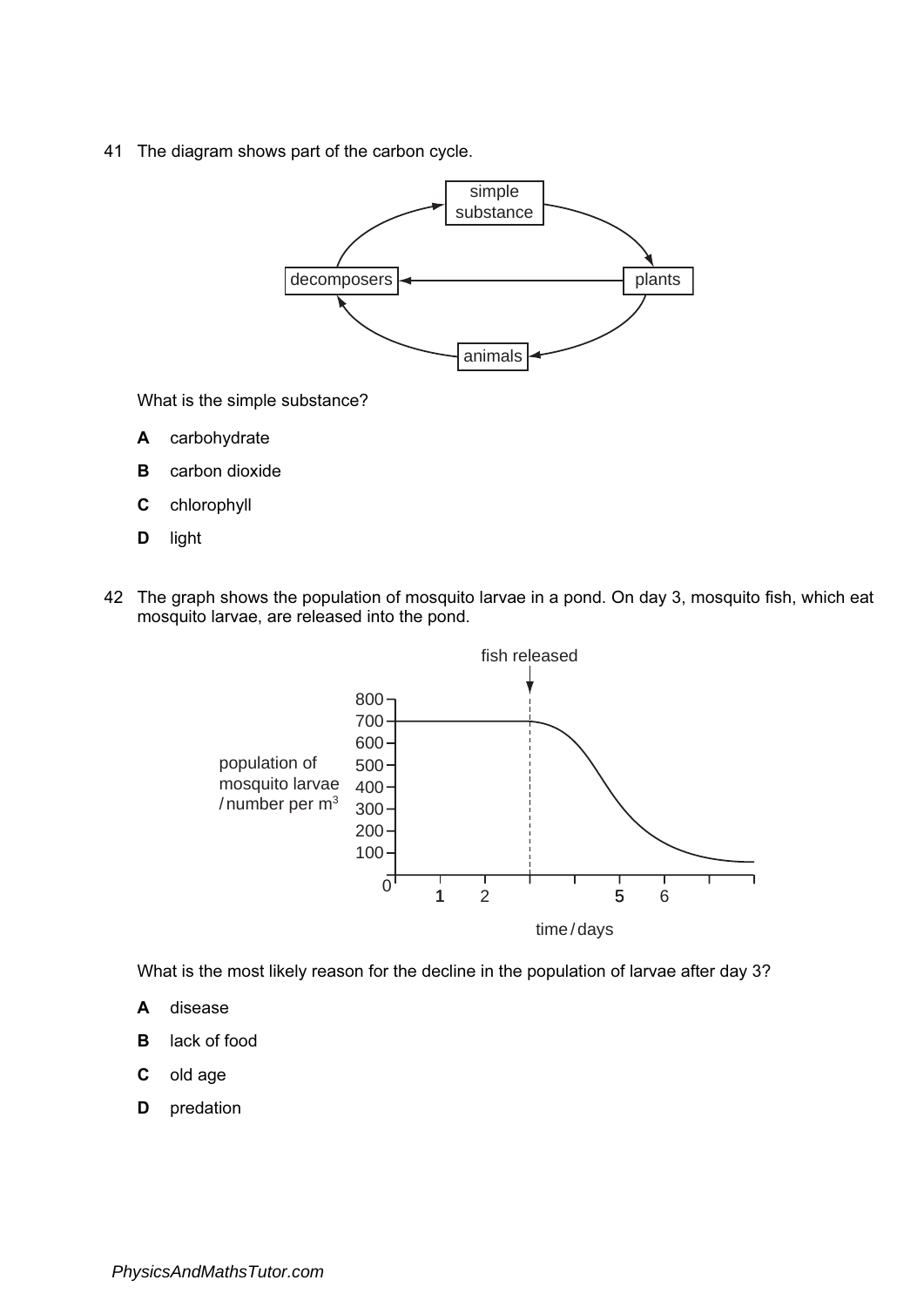41 The diagram shows part of the carbon cycle.

What is the simple substance?

**A** carbohydrate

**B** carbon dioxide

**C** chlorophyll

**D** light

42 The graph shows the population of mosquito larvae in a pond. On day 3, mosquito fish, which eat mosquito larvae, are released into the pond.

What is the most likely reason for the decline in the population of larvae after day 3?

**A** disease

**B** lack of food

**C** old age

**D** predation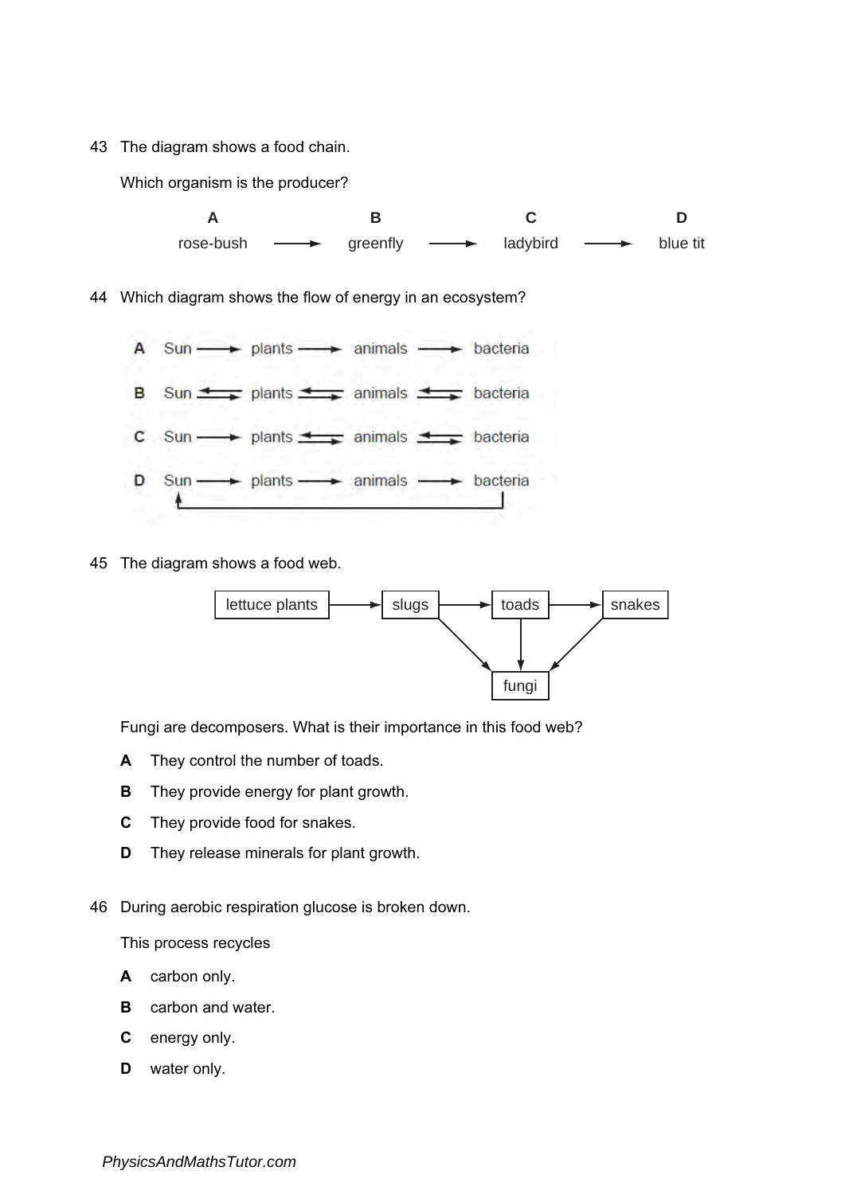43 The diagram shows a food chain.

Which organism is the producer?

| A | | B | | C | | D |
|---|---|---|---|---|---|---|
| rose-bush | → | greenfly | → | ladybird | → | blue tit |

44 Which diagram shows the flow of energy in an ecosystem?

**A** Sun → plants → animals → bacteria

**B** Sun ⇄ plants ⇄ animals ⇄ bacteria

**C** Sun → plants ⇄ animals ⇄ bacteria

**D** Sun → plants → animals → bacteria (with an arrow from bacteria back to Sun)

45 The diagram shows a food web.

lettuce plants → slugs → toads → snakes

slugs → fungi, toads → fungi, snakes → fungi

Fungi are decomposers. What is their importance in this food web?

**A** They control the number of toads.

**B** They provide energy for plant growth.

**C** They provide food for snakes.

**D** They release minerals for plant growth.

46 During aerobic respiration glucose is broken down.

This process recycles

**A** carbon only.

**B** carbon and water.

**C** energy only.

**D** water only.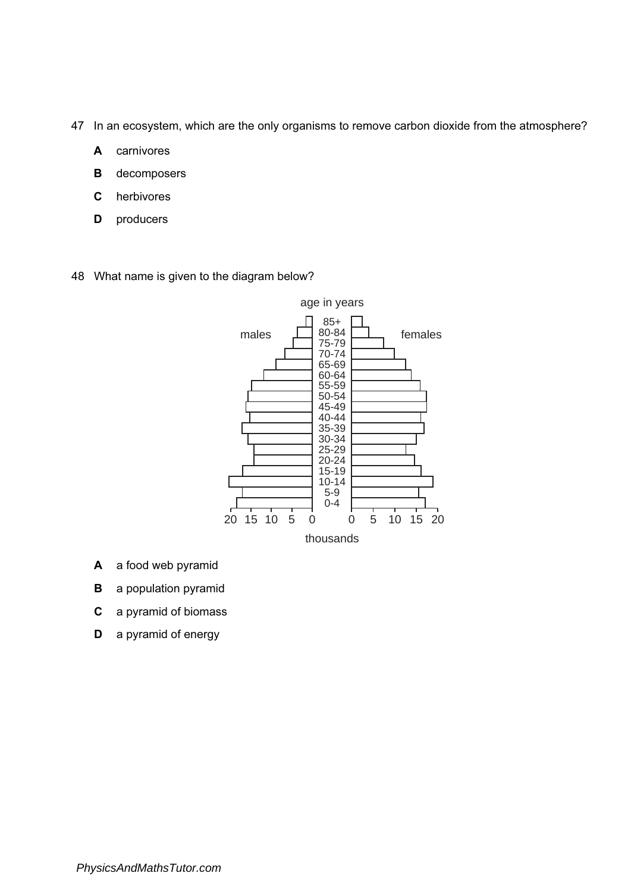47 In an ecosystem, which are the only organisms to remove carbon dioxide from the atmosphere?

**A** carnivores

**B** decomposers

**C** herbivores

**D** producers

48 What name is given to the diagram below?

**A** a food web pyramid

**B** a population pyramid

**C** a pyramid of biomass

**D** a pyramid of energy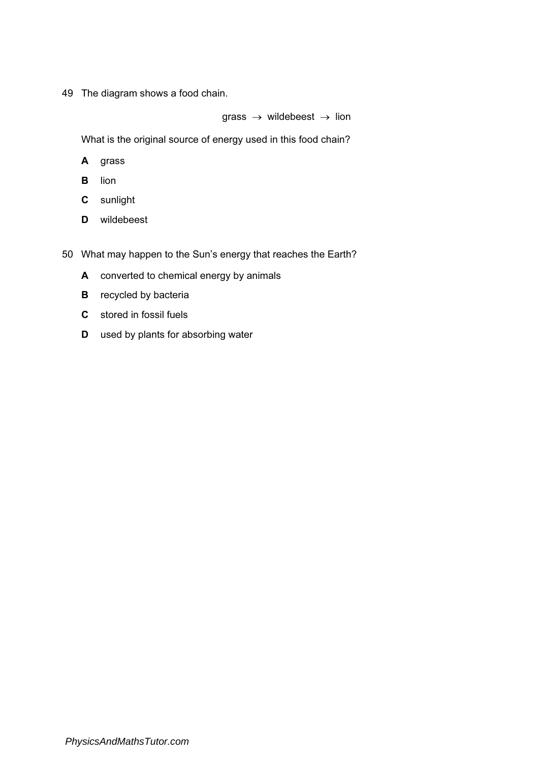49 The diagram shows a food chain.

grass $\rightarrow$ wildebeest $\rightarrow$ lion

What is the original source of energy used in this food chain?

**A** grass

**B** lion

**C** sunlight

**D** wildebeest

50 What may happen to the Sun's energy that reaches the Earth?

**A** converted to chemical energy by animals

**B** recycled by bacteria

**C** stored in fossil fuels

**D** used by plants for absorbing water